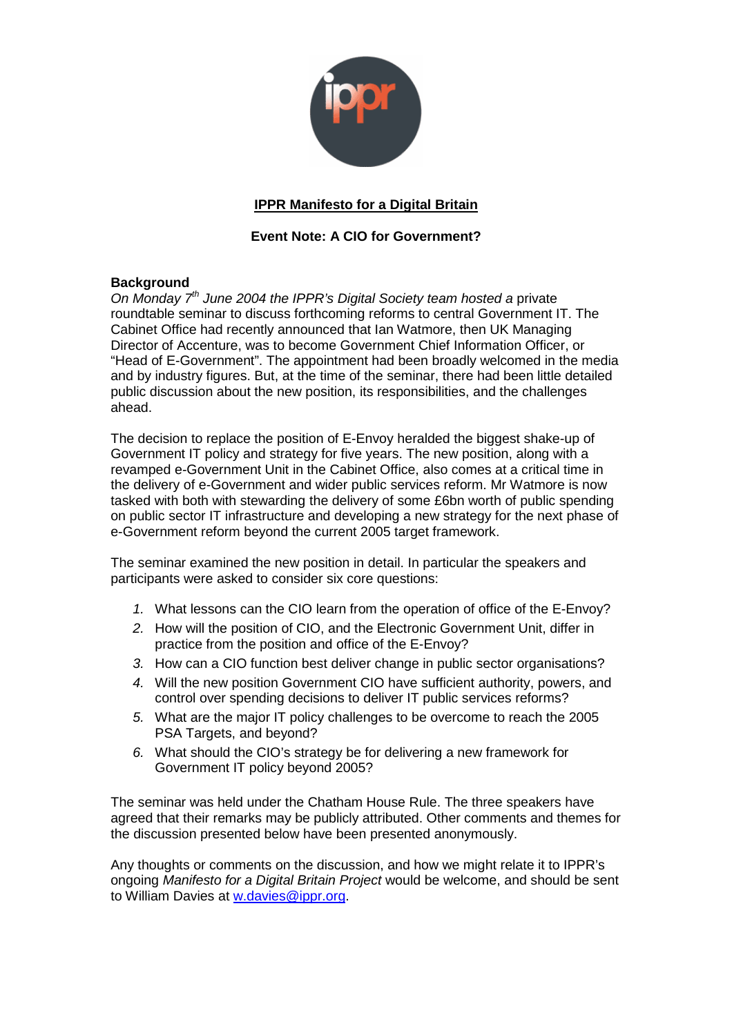# IPPR Manifesto for a Digital Britain

## Event Note: A CIO for Government?

**Background**

*On Monday 7th June 2004 the IPPR's Digital Society team hosted a* private roundtable seminar to discuss forthcoming reforms to central Government IT. The Cabinet Office had recently announced that Ian Watmore, then UK Managing Director of Accenture, was to become Government Chief Information Officer, or "Head of E-Government". The appointment had been broadly welcomed in the media and by industry figures. But, at the time of the seminar, there had been little detailed public discussion about the new position, its responsibilities, and the challenges ahead.

The decision to replace the position of E-Envoy heralded the biggest shake-up of Government IT policy and strategy for five years. The new position, along with a revamped e-Government Unit in the Cabinet Office, also comes at a critical time in the delivery of e-Government and wider public services reform. Mr Watmore is now tasked with both with stewarding the delivery of some £6bn worth of public spending on public sector IT infrastructure and developing a new strategy for the next phase of e-Government reform beyond the current 2005 target framework.

The seminar examined the new position in detail. In particular the speakers and participants were asked to consider six core questions:

1. What lessons can the CIO learn from the operation of office of the E-Envoy?
2. How will the position of CIO, and the Electronic Government Unit, differ in practice from the position and office of the E-Envoy?
3. How can a CIO function best deliver change in public sector organisations?
4. Will the new position Government CIO have sufficient authority, powers, and control over spending decisions to deliver IT public services reforms?
5. What are the major IT policy challenges to be overcome to reach the 2005 PSA Targets, and beyond?
6. What should the CIO's strategy be for delivering a new framework for Government IT policy beyond 2005?

The seminar was held under the Chatham House Rule. The three speakers have agreed that their remarks may be publicly attributed. Other comments and themes for the discussion presented below have been presented anonymously.

Any thoughts or comments on the discussion, and how we might relate it to IPPR's ongoing *Manifesto for a Digital Britain Project* would be welcome, and should be sent to William Davies at w.davies@ippr.org.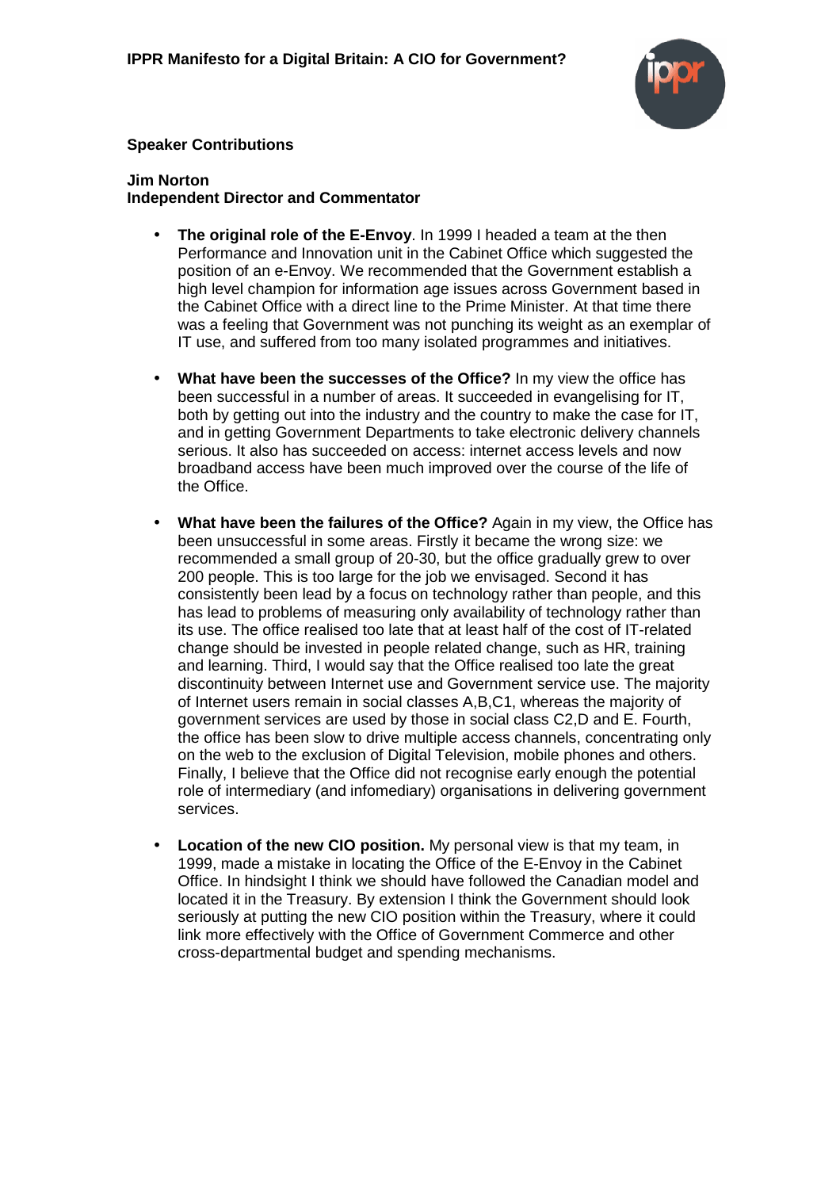## Speaker Contributions

### Jim Norton
### Independent Director and Commentator

- **The original role of the E-Envoy**. In 1999 I headed a team at the then Performance and Innovation unit in the Cabinet Office which suggested the position of an e-Envoy. We recommended that the Government establish a high level champion for information age issues across Government based in the Cabinet Office with a direct line to the Prime Minister. At that time there was a feeling that Government was not punching its weight as an exemplar of IT use, and suffered from too many isolated programmes and initiatives.

- **What have been the successes of the Office?** In my view the office has been successful in a number of areas. It succeeded in evangelising for IT, both by getting out into the industry and the country to make the case for IT, and in getting Government Departments to take electronic delivery channels serious. It also has succeeded on access: internet access levels and now broadband access have been much improved over the course of the life of the Office.

- **What have been the failures of the Office?** Again in my view, the Office has been unsuccessful in some areas. Firstly it became the wrong size: we recommended a small group of 20-30, but the office gradually grew to over 200 people. This is too large for the job we envisaged. Second it has consistently been lead by a focus on technology rather than people, and this has lead to problems of measuring only availability of technology rather than its use. The office realised too late that at least half of the cost of IT-related change should be invested in people related change, such as HR, training and learning. Third, I would say that the Office realised too late the great discontinuity between Internet use and Government service use. The majority of Internet users remain in social classes A,B,C1, whereas the majority of government services are used by those in social class C2,D and E. Fourth, the office has been slow to drive multiple access channels, concentrating only on the web to the exclusion of Digital Television, mobile phones and others. Finally, I believe that the Office did not recognise early enough the potential role of intermediary (and infomediary) organisations in delivering government services.

- **Location of the new CIO position.** My personal view is that my team, in 1999, made a mistake in locating the Office of the E-Envoy in the Cabinet Office. In hindsight I think we should have followed the Canadian model and located it in the Treasury. By extension I think the Government should look seriously at putting the new CIO position within the Treasury, where it could link more effectively with the Office of Government Commerce and other cross-departmental budget and spending mechanisms.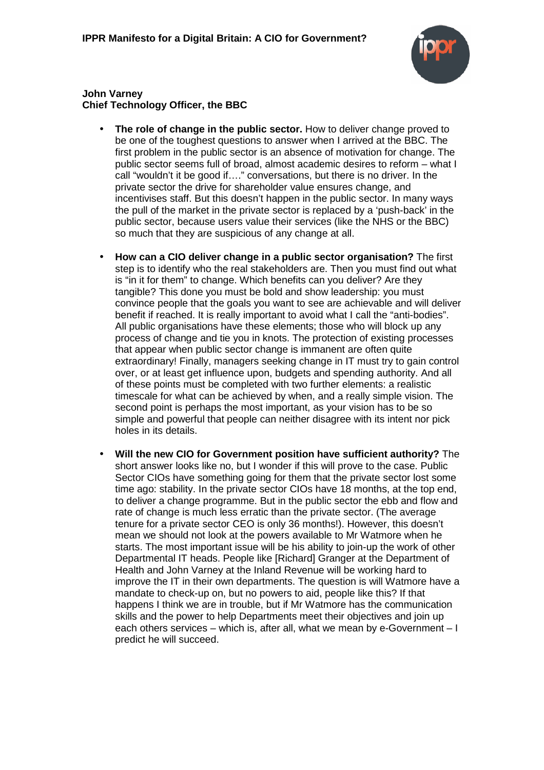**John Varney**
**Chief Technology Officer, the BBC**

- **The role of change in the public sector.** How to deliver change proved to be one of the toughest questions to answer when I arrived at the BBC. The first problem in the public sector is an absence of motivation for change. The public sector seems full of broad, almost academic desires to reform – what I call "wouldn't it be good if…." conversations, but there is no driver. In the private sector the drive for shareholder value ensures change, and incentivises staff. But this doesn't happen in the public sector. In many ways the pull of the market in the private sector is replaced by a 'push-back' in the public sector, because users value their services (like the NHS or the BBC) so much that they are suspicious of any change at all.

- **How can a CIO deliver change in a public sector organisation?** The first step is to identify who the real stakeholders are. Then you must find out what is "in it for them" to change. Which benefits can you deliver? Are they tangible? This done you must be bold and show leadership: you must convince people that the goals you want to see are achievable and will deliver benefit if reached. It is really important to avoid what I call the "anti-bodies". All public organisations have these elements; those who will block up any process of change and tie you in knots. The protection of existing processes that appear when public sector change is immanent are often quite extraordinary! Finally, managers seeking change in IT must try to gain control over, or at least get influence upon, budgets and spending authority. And all of these points must be completed with two further elements: a realistic timescale for what can be achieved by when, and a really simple vision. The second point is perhaps the most important, as your vision has to be so simple and powerful that people can neither disagree with its intent nor pick holes in its details.

- **Will the new CIO for Government position have sufficient authority?** The short answer looks like no, but I wonder if this will prove to the case. Public Sector CIOs have something going for them that the private sector lost some time ago: stability. In the private sector CIOs have 18 months, at the top end, to deliver a change programme. But in the public sector the ebb and flow and rate of change is much less erratic than the private sector. (The average tenure for a private sector CEO is only 36 months!). However, this doesn't mean we should not look at the powers available to Mr Watmore when he starts. The most important issue will be his ability to join-up the work of other Departmental IT heads. People like [Richard] Granger at the Department of Health and John Varney at the Inland Revenue will be working hard to improve the IT in their own departments. The question is will Watmore have a mandate to check-up on, but no powers to aid, people like this? If that happens I think we are in trouble, but if Mr Watmore has the communication skills and the power to help Departments meet their objectives and join up each others services – which is, after all, what we mean by e-Government – I predict he will succeed.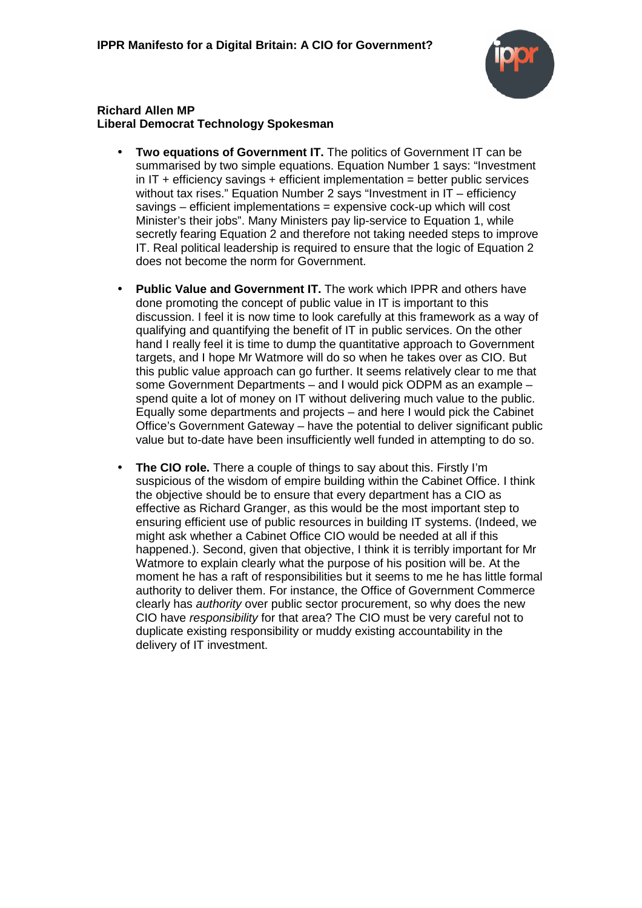**Richard Allen MP**
**Liberal Democrat Technology Spokesman**

- **Two equations of Government IT.** The politics of Government IT can be summarised by two simple equations. Equation Number 1 says: "Investment in IT + efficiency savings + efficient implementation = better public services without tax rises." Equation Number 2 says "Investment in IT – efficiency savings – efficient implementations = expensive cock-up which will cost Minister's their jobs". Many Ministers pay lip-service to Equation 1, while secretly fearing Equation 2 and therefore not taking needed steps to improve IT. Real political leadership is required to ensure that the logic of Equation 2 does not become the norm for Government.

- **Public Value and Government IT.** The work which IPPR and others have done promoting the concept of public value in IT is important to this discussion. I feel it is now time to look carefully at this framework as a way of qualifying and quantifying the benefit of IT in public services. On the other hand I really feel it is time to dump the quantitative approach to Government targets, and I hope Mr Watmore will do so when he takes over as CIO. But this public value approach can go further. It seems relatively clear to me that some Government Departments – and I would pick ODPM as an example – spend quite a lot of money on IT without delivering much value to the public. Equally some departments and projects – and here I would pick the Cabinet Office's Government Gateway – have the potential to deliver significant public value but to-date have been insufficiently well funded in attempting to do so.

- **The CIO role.** There a couple of things to say about this. Firstly I'm suspicious of the wisdom of empire building within the Cabinet Office. I think the objective should be to ensure that every department has a CIO as effective as Richard Granger, as this would be the most important step to ensuring efficient use of public resources in building IT systems. (Indeed, we might ask whether a Cabinet Office CIO would be needed at all if this happened.). Second, given that objective, I think it is terribly important for Mr Watmore to explain clearly what the purpose of his position will be. At the moment he has a raft of responsibilities but it seems to me he has little formal authority to deliver them. For instance, the Office of Government Commerce clearly has *authority* over public sector procurement, so why does the new CIO have *responsibility* for that area? The CIO must be very careful not to duplicate existing responsibility or muddy existing accountability in the delivery of IT investment.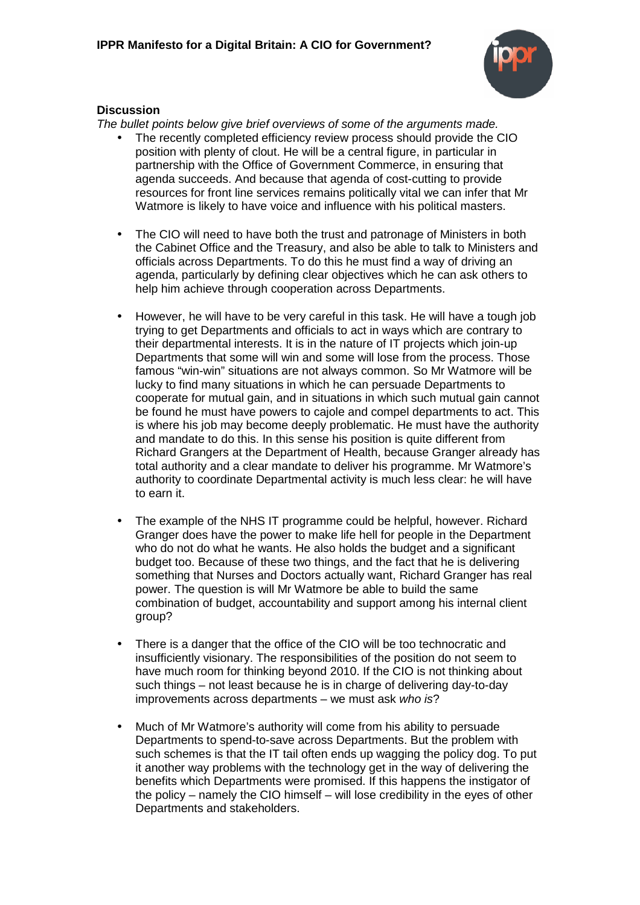### Discussion

*The bullet points below give brief overviews of some of the arguments made.*

- The recently completed efficiency review process should provide the CIO position with plenty of clout. He will be a central figure, in particular in partnership with the Office of Government Commerce, in ensuring that agenda succeeds. And because that agenda of cost-cutting to provide resources for front line services remains politically vital we can infer that Mr Watmore is likely to have voice and influence with his political masters.

- The CIO will need to have both the trust and patronage of Ministers in both the Cabinet Office and the Treasury, and also be able to talk to Ministers and officials across Departments. To do this he must find a way of driving an agenda, particularly by defining clear objectives which he can ask others to help him achieve through cooperation across Departments.

- However, he will have to be very careful in this task. He will have a tough job trying to get Departments and officials to act in ways which are contrary to their departmental interests. It is in the nature of IT projects which join-up Departments that some will win and some will lose from the process. Those famous "win-win" situations are not always common. So Mr Watmore will be lucky to find many situations in which he can persuade Departments to cooperate for mutual gain, and in situations in which such mutual gain cannot be found he must have powers to cajole and compel departments to act. This is where his job may become deeply problematic. He must have the authority and mandate to do this. In this sense his position is quite different from Richard Grangers at the Department of Health, because Granger already has total authority and a clear mandate to deliver his programme. Mr Watmore's authority to coordinate Departmental activity is much less clear: he will have to earn it.

- The example of the NHS IT programme could be helpful, however. Richard Granger does have the power to make life hell for people in the Department who do not do what he wants. He also holds the budget and a significant budget too. Because of these two things, and the fact that he is delivering something that Nurses and Doctors actually want, Richard Granger has real power. The question is will Mr Watmore be able to build the same combination of budget, accountability and support among his internal client group?

- There is a danger that the office of the CIO will be too technocratic and insufficiently visionary. The responsibilities of the position do not seem to have much room for thinking beyond 2010. If the CIO is not thinking about such things – not least because he is in charge of delivering day-to-day improvements across departments – we must ask *who is*?

- Much of Mr Watmore's authority will come from his ability to persuade Departments to spend-to-save across Departments. But the problem with such schemes is that the IT tail often ends up wagging the policy dog. To put it another way problems with the technology get in the way of delivering the benefits which Departments were promised. If this happens the instigator of the policy – namely the CIO himself – will lose credibility in the eyes of other Departments and stakeholders.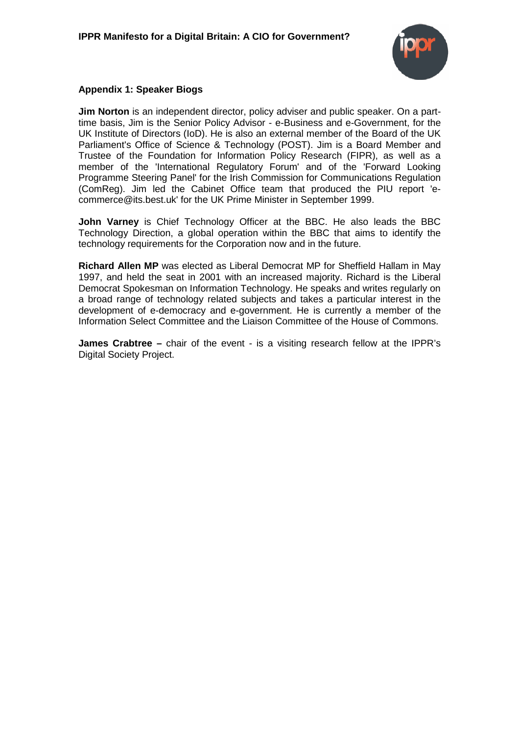## Appendix 1: Speaker Biogs

**Jim Norton** is an independent director, policy adviser and public speaker. On a part-time basis, Jim is the Senior Policy Advisor - e-Business and e-Government, for the UK Institute of Directors (IoD). He is also an external member of the Board of the UK Parliament's Office of Science & Technology (POST). Jim is a Board Member and Trustee of the Foundation for Information Policy Research (FIPR), as well as a member of the 'International Regulatory Forum' and of the 'Forward Looking Programme Steering Panel' for the Irish Commission for Communications Regulation (ComReg). Jim led the Cabinet Office team that produced the PIU report 'e-commerce@its.best.uk' for the UK Prime Minister in September 1999.

**John Varney** is Chief Technology Officer at the BBC. He also leads the BBC Technology Direction, a global operation within the BBC that aims to identify the technology requirements for the Corporation now and in the future.

**Richard Allen MP** was elected as Liberal Democrat MP for Sheffield Hallam in May 1997, and held the seat in 2001 with an increased majority. Richard is the Liberal Democrat Spokesman on Information Technology. He speaks and writes regularly on a broad range of technology related subjects and takes a particular interest in the development of e-democracy and e-government. He is currently a member of the Information Select Committee and the Liaison Committee of the House of Commons.

**James Crabtree –** chair of the event - is a visiting research fellow at the IPPR's Digital Society Project.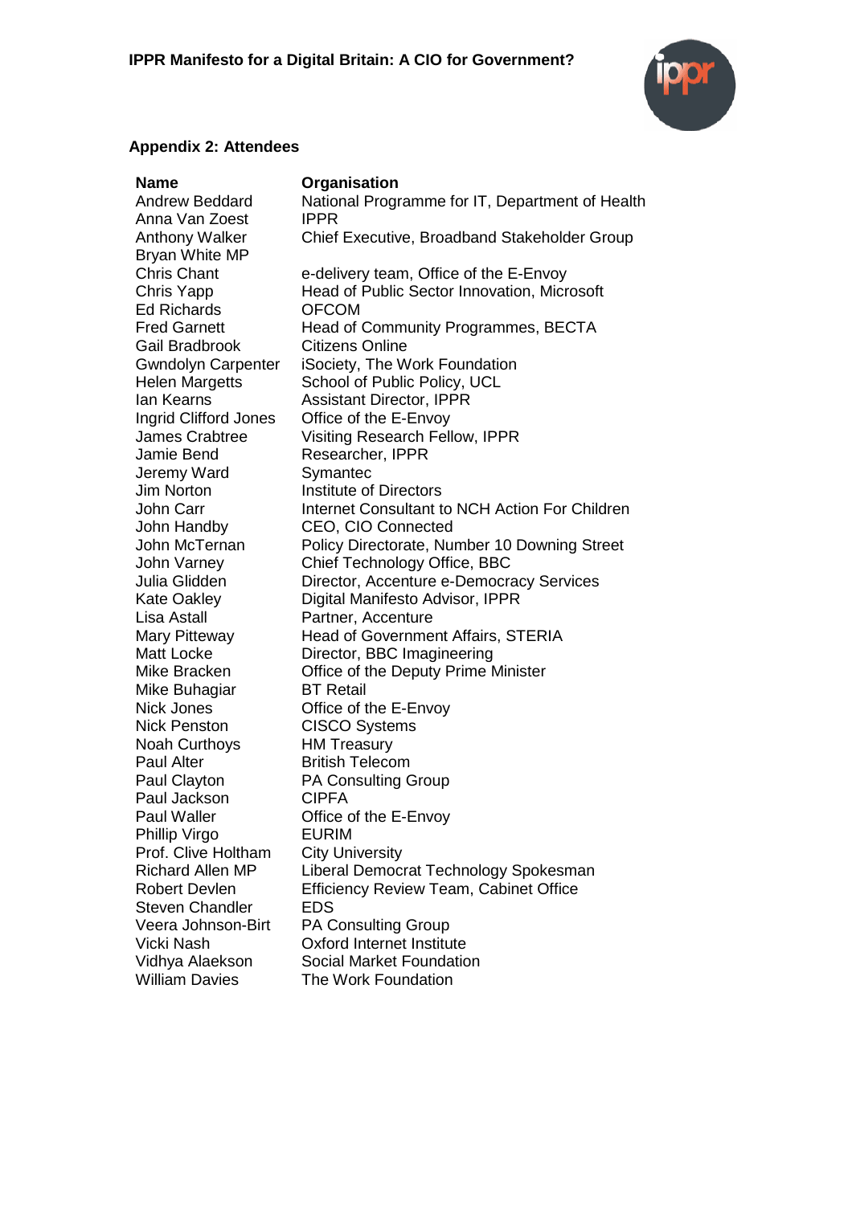## Appendix 2: Attendees

| Name | Organisation |
| --- | --- |
| Andrew Beddard | National Programme for IT, Department of Health |
| Anna Van Zoest | IPPR |
| Anthony Walker | Chief Executive, Broadband Stakeholder Group |
| Bryan White MP | |
| Chris Chant | e-delivery team, Office of the E-Envoy |
| Chris Yapp | Head of Public Sector Innovation, Microsoft |
| Ed Richards | OFCOM |
| Fred Garnett | Head of Community Programmes, BECTA |
| Gail Bradbrook | Citizens Online |
| Gwndolyn Carpenter | iSociety, The Work Foundation |
| Helen Margetts | School of Public Policy, UCL |
| Ian Kearns | Assistant Director, IPPR |
| Ingrid Clifford Jones | Office of the E-Envoy |
| James Crabtree | Visiting Research Fellow, IPPR |
| Jamie Bend | Researcher, IPPR |
| Jeremy Ward | Symantec |
| Jim Norton | Institute of Directors |
| John Carr | Internet Consultant to NCH Action For Children |
| John Handby | CEO, CIO Connected |
| John McTernan | Policy Directorate, Number 10 Downing Street |
| John Varney | Chief Technology Office, BBC |
| Julia Glidden | Director, Accenture e-Democracy Services |
| Kate Oakley | Digital Manifesto Advisor, IPPR |
| Lisa Astall | Partner, Accenture |
| Mary Pitteway | Head of Government Affairs, STERIA |
| Matt Locke | Director, BBC Imagineering |
| Mike Bracken | Office of the Deputy Prime Minister |
| Mike Buhagiar | BT Retail |
| Nick Jones | Office of the E-Envoy |
| Nick Penston | CISCO Systems |
| Noah Curthoys | HM Treasury |
| Paul Alter | British Telecom |
| Paul Clayton | PA Consulting Group |
| Paul Jackson | CIPFA |
| Paul Waller | Office of the E-Envoy |
| Phillip Virgo | EURIM |
| Prof. Clive Holtham | City University |
| Richard Allen MP | Liberal Democrat Technology Spokesman |
| Robert Devlen | Efficiency Review Team, Cabinet Office |
| Steven Chandler | EDS |
| Veera Johnson-Birt | PA Consulting Group |
| Vicki Nash | Oxford Internet Institute |
| Vidhya Alaekson | Social Market Foundation |
| William Davies | The Work Foundation |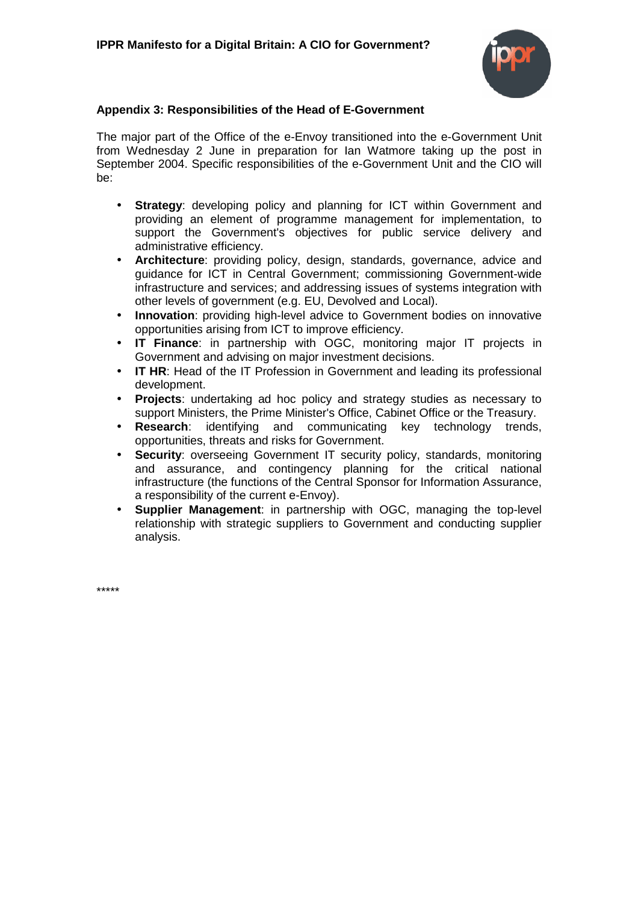## Appendix 3: Responsibilities of the Head of E-Government

The major part of the Office of the e-Envoy transitioned into the e-Government Unit from Wednesday 2 June in preparation for Ian Watmore taking up the post in September 2004. Specific responsibilities of the e-Government Unit and the CIO will be:

- **Strategy**: developing policy and planning for ICT within Government and providing an element of programme management for implementation, to support the Government's objectives for public service delivery and administrative efficiency.
- **Architecture**: providing policy, design, standards, governance, advice and guidance for ICT in Central Government; commissioning Government-wide infrastructure and services; and addressing issues of systems integration with other levels of government (e.g. EU, Devolved and Local).
- **Innovation**: providing high-level advice to Government bodies on innovative opportunities arising from ICT to improve efficiency.
- **IT Finance**: in partnership with OGC, monitoring major IT projects in Government and advising on major investment decisions.
- **IT HR**: Head of the IT Profession in Government and leading its professional development.
- **Projects**: undertaking ad hoc policy and strategy studies as necessary to support Ministers, the Prime Minister's Office, Cabinet Office or the Treasury.
- **Research**: identifying and communicating key technology trends, opportunities, threats and risks for Government.
- **Security**: overseeing Government IT security policy, standards, monitoring and assurance, and contingency planning for the critical national infrastructure (the functions of the Central Sponsor for Information Assurance, a responsibility of the current e-Envoy).
- **Supplier Management**: in partnership with OGC, managing the top-level relationship with strategic suppliers to Government and conducting supplier analysis.

*****